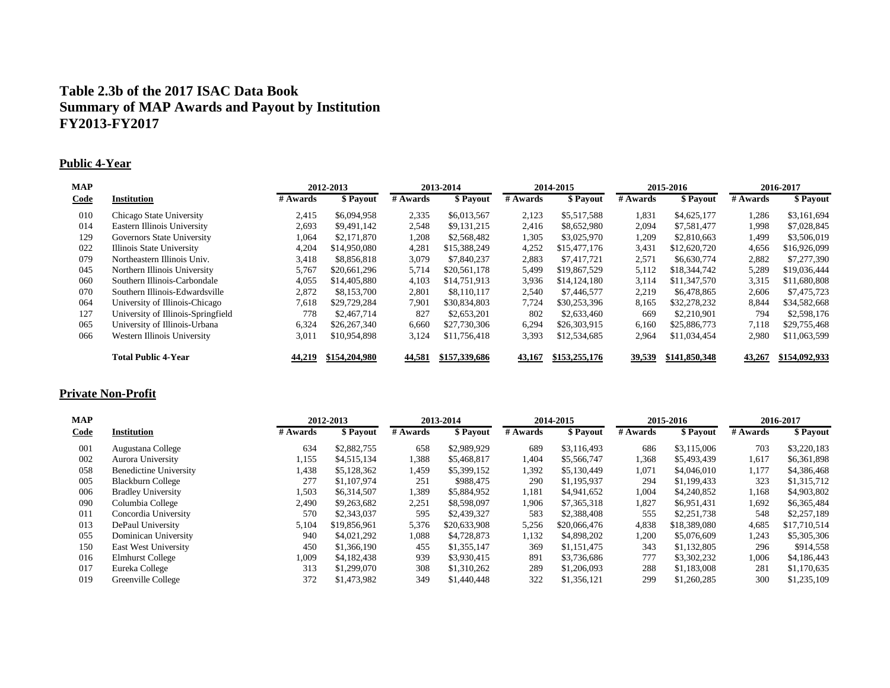# Table 2.3b of the 2017 ISAC Data Book
# Summary of MAP Awards and Payout by Institution
# FY2013-FY2017

## Public 4-Year

| MAP | | 2012-2013 | | 2013-2014 | | 2014-2015 | | 2015-2016 | | 2016-2017 | |
|---|---|---|---|---|---|---|---|---|---|---|---|
| Code | Institution | # Awards | $ Payout | # Awards | $ Payout | # Awards | $ Payout | # Awards | $ Payout | # Awards | $ Payout |
| 010 | Chicago State University | 2,415 | $6,094,958 | 2,335 | $6,013,567 | 2,123 | $5,517,588 | 1,831 | $4,625,177 | 1,286 | $3,161,694 |
| 014 | Eastern Illinois University | 2,693 | $9,491,142 | 2,548 | $9,131,215 | 2,416 | $8,652,980 | 2,094 | $7,581,477 | 1,998 | $7,028,845 |
| 129 | Governors State University | 1,064 | $2,171,870 | 1,208 | $2,568,482 | 1,305 | $3,025,970 | 1,209 | $2,810,663 | 1,499 | $3,506,019 |
| 022 | Illinois State University | 4,204 | $14,950,080 | 4,281 | $15,388,249 | 4,252 | $15,477,176 | 3,431 | $12,620,720 | 4,656 | $16,926,099 |
| 079 | Northeastern Illinois Univ. | 3,418 | $8,856,818 | 3,079 | $7,840,237 | 2,883 | $7,417,721 | 2,571 | $6,630,774 | 2,882 | $7,277,390 |
| 045 | Northern Illinois University | 5,767 | $20,661,296 | 5,714 | $20,561,178 | 5,499 | $19,867,529 | 5,112 | $18,344,742 | 5,289 | $19,036,444 |
| 060 | Southern Illinois-Carbondale | 4,055 | $14,405,880 | 4,103 | $14,751,913 | 3,936 | $14,124,180 | 3,114 | $11,347,570 | 3,315 | $11,680,808 |
| 070 | Southern Illinois-Edwardsville | 2,872 | $8,153,700 | 2,801 | $8,110,117 | 2,540 | $7,446,577 | 2,219 | $6,478,865 | 2,606 | $7,475,723 |
| 064 | University of Illinois-Chicago | 7,618 | $29,729,284 | 7,901 | $30,834,803 | 7,724 | $30,253,396 | 8,165 | $32,278,232 | 8,844 | $34,582,668 |
| 127 | University of Illinois-Springfield | 778 | $2,467,714 | 827 | $2,653,201 | 802 | $2,633,460 | 669 | $2,210,901 | 794 | $2,598,176 |
| 065 | University of Illinois-Urbana | 6,324 | $26,267,340 | 6,660 | $27,730,306 | 6,294 | $26,303,915 | 6,160 | $25,886,773 | 7,118 | $29,755,468 |
| 066 | Western Illinois University | 3,011 | $10,954,898 | 3,124 | $11,756,418 | 3,393 | $12,534,685 | 2,964 | $11,034,454 | 2,980 | $11,063,599 |
| | **Total Public 4-Year** | **44,219** | **$154,204,980** | **44,581** | **$157,339,686** | **43,167** | **$153,255,176** | **39,539** | **$141,850,348** | **43,267** | **$154,092,933** |

## Private Non-Profit

| MAP | | 2012-2013 | | 2013-2014 | | 2014-2015 | | 2015-2016 | | 2016-2017 | |
|---|---|---|---|---|---|---|---|---|---|---|---|
| Code | Institution | # Awards | $ Payout | # Awards | $ Payout | # Awards | $ Payout | # Awards | $ Payout | # Awards | $ Payout |
| 001 | Augustana College | 634 | $2,882,755 | 658 | $2,989,929 | 689 | $3,116,493 | 686 | $3,115,006 | 703 | $3,220,183 |
| 002 | Aurora University | 1,155 | $4,515,134 | 1,388 | $5,468,817 | 1,404 | $5,566,747 | 1,368 | $5,493,439 | 1,617 | $6,361,898 |
| 058 | Benedictine University | 1,438 | $5,128,362 | 1,459 | $5,399,152 | 1,392 | $5,130,449 | 1,071 | $4,046,010 | 1,177 | $4,386,468 |
| 005 | Blackburn College | 277 | $1,107,974 | 251 | $988,475 | 290 | $1,195,937 | 294 | $1,199,433 | 323 | $1,315,712 |
| 006 | Bradley University | 1,503 | $6,314,507 | 1,389 | $5,884,952 | 1,181 | $4,941,652 | 1,004 | $4,240,852 | 1,168 | $4,903,802 |
| 090 | Columbia College | 2,490 | $9,263,682 | 2,251 | $8,598,097 | 1,906 | $7,365,318 | 1,827 | $6,951,431 | 1,692 | $6,365,484 |
| 011 | Concordia University | 570 | $2,343,037 | 595 | $2,439,327 | 583 | $2,388,408 | 555 | $2,251,738 | 548 | $2,257,189 |
| 013 | DePaul University | 5,104 | $19,856,961 | 5,376 | $20,633,908 | 5,256 | $20,066,476 | 4,838 | $18,389,080 | 4,685 | $17,710,514 |
| 055 | Dominican University | 940 | $4,021,292 | 1,088 | $4,728,873 | 1,132 | $4,898,202 | 1,200 | $5,076,609 | 1,243 | $5,305,306 |
| 150 | East West University | 450 | $1,366,190 | 455 | $1,355,147 | 369 | $1,151,475 | 343 | $1,132,805 | 296 | $914,558 |
| 016 | Elmhurst College | 1,009 | $4,182,438 | 939 | $3,930,415 | 891 | $3,736,686 | 777 | $3,302,232 | 1,006 | $4,186,443 |
| 017 | Eureka College | 313 | $1,299,070 | 308 | $1,310,262 | 289 | $1,206,093 | 288 | $1,183,008 | 281 | $1,170,635 |
| 019 | Greenville College | 372 | $1,473,982 | 349 | $1,440,448 | 322 | $1,356,121 | 299 | $1,260,285 | 300 | $1,235,109 |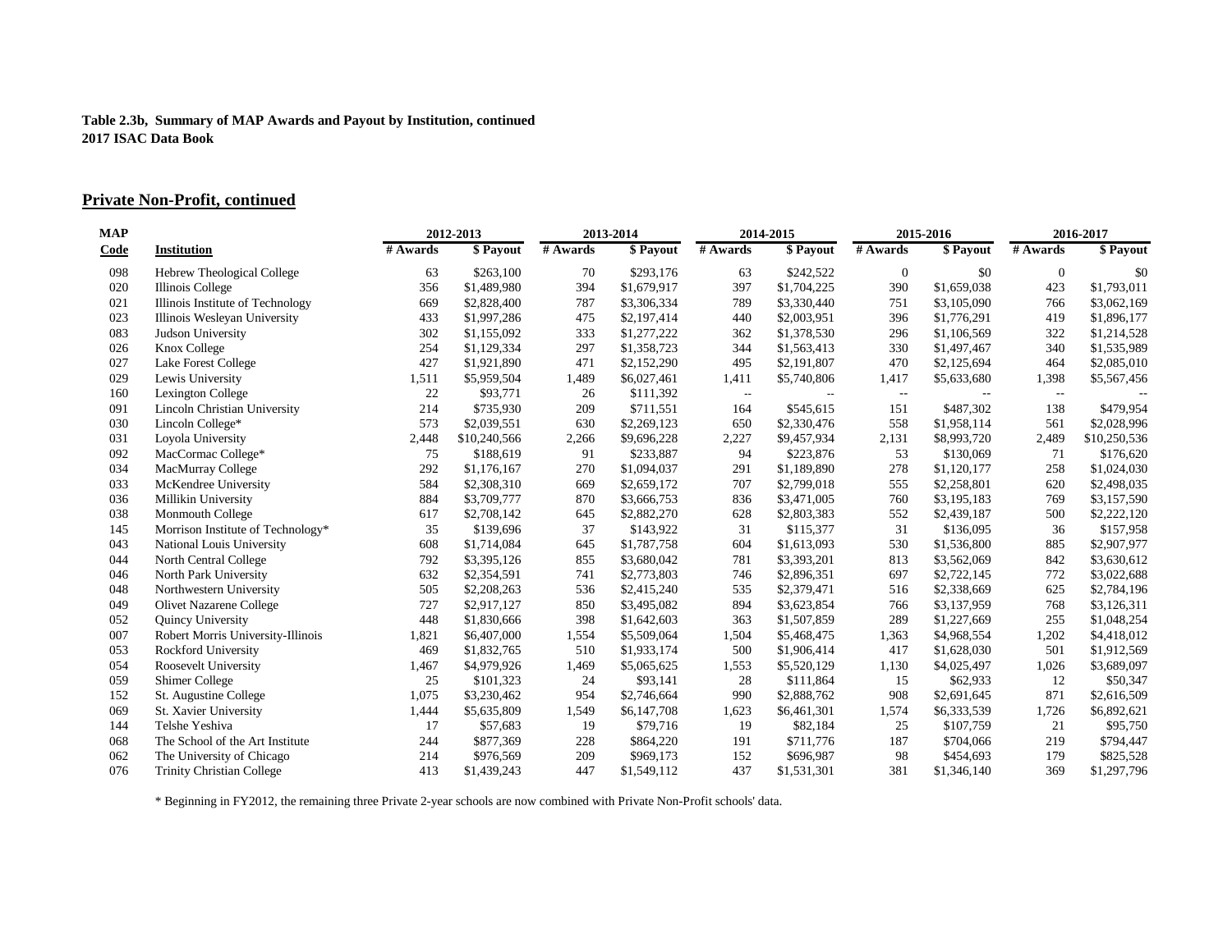**Table 2.3b, Summary of MAP Awards and Payout by Institution, continued**
**2017 ISAC Data Book**

## Private Non-Profit, continued

| MAP | | 2012-2013 | | 2013-2014 | | 2014-2015 | | 2015-2016 | | 2016-2017 | |
|---|---|---|---|---|---|---|---|---|---|---|---|
| Code | Institution | # Awards | $ Payout | # Awards | $ Payout | # Awards | $ Payout | # Awards | $ Payout | # Awards | $ Payout |
| 098 | Hebrew Theological College | 63 | $263,100 | 70 | $293,176 | 63 | $242,522 | 0 | $0 | 0 | $0 |
| 020 | Illinois College | 356 | $1,489,980 | 394 | $1,679,917 | 397 | $1,704,225 | 390 | $1,659,038 | 423 | $1,793,011 |
| 021 | Illinois Institute of Technology | 669 | $2,828,400 | 787 | $3,306,334 | 789 | $3,330,440 | 751 | $3,105,090 | 766 | $3,062,169 |
| 023 | Illinois Wesleyan University | 433 | $1,997,286 | 475 | $2,197,414 | 440 | $2,003,951 | 396 | $1,776,291 | 419 | $1,896,177 |
| 083 | Judson University | 302 | $1,155,092 | 333 | $1,277,222 | 362 | $1,378,530 | 296 | $1,106,569 | 322 | $1,214,528 |
| 026 | Knox College | 254 | $1,129,334 | 297 | $1,358,723 | 344 | $1,563,413 | 330 | $1,497,467 | 340 | $1,535,989 |
| 027 | Lake Forest College | 427 | $1,921,890 | 471 | $2,152,290 | 495 | $2,191,807 | 470 | $2,125,694 | 464 | $2,085,010 |
| 029 | Lewis University | 1,511 | $5,959,504 | 1,489 | $6,027,461 | 1,411 | $5,740,806 | 1,417 | $5,633,680 | 1,398 | $5,567,456 |
| 160 | Lexington College | 22 | $93,771 | 26 | $111,392 | -- | -- | -- | -- | -- | -- |
| 091 | Lincoln Christian University | 214 | $735,930 | 209 | $711,551 | 164 | $545,615 | 151 | $487,302 | 138 | $479,954 |
| 030 | Lincoln College* | 573 | $2,039,551 | 630 | $2,269,123 | 650 | $2,330,476 | 558 | $1,958,114 | 561 | $2,028,996 |
| 031 | Loyola University | 2,448 | $10,240,566 | 2,266 | $9,696,228 | 2,227 | $9,457,934 | 2,131 | $8,993,720 | 2,489 | $10,250,536 |
| 092 | MacCormac College* | 75 | $188,619 | 91 | $233,887 | 94 | $223,876 | 53 | $130,069 | 71 | $176,620 |
| 034 | MacMurray College | 292 | $1,176,167 | 270 | $1,094,037 | 291 | $1,189,890 | 278 | $1,120,177 | 258 | $1,024,030 |
| 033 | McKendree University | 584 | $2,308,310 | 669 | $2,659,172 | 707 | $2,799,018 | 555 | $2,258,801 | 620 | $2,498,035 |
| 036 | Millikin University | 884 | $3,709,777 | 870 | $3,666,753 | 836 | $3,471,005 | 760 | $3,195,183 | 769 | $3,157,590 |
| 038 | Monmouth College | 617 | $2,708,142 | 645 | $2,882,270 | 628 | $2,803,383 | 552 | $2,439,187 | 500 | $2,222,120 |
| 145 | Morrison Institute of Technology* | 35 | $139,696 | 37 | $143,922 | 31 | $115,377 | 31 | $136,095 | 36 | $157,958 |
| 043 | National Louis University | 608 | $1,714,084 | 645 | $1,787,758 | 604 | $1,613,093 | 530 | $1,536,800 | 885 | $2,907,977 |
| 044 | North Central College | 792 | $3,395,126 | 855 | $3,680,042 | 781 | $3,393,201 | 813 | $3,562,069 | 842 | $3,630,612 |
| 046 | North Park University | 632 | $2,354,591 | 741 | $2,773,803 | 746 | $2,896,351 | 697 | $2,722,145 | 772 | $3,022,688 |
| 048 | Northwestern University | 505 | $2,208,263 | 536 | $2,415,240 | 535 | $2,379,471 | 516 | $2,338,669 | 625 | $2,784,196 |
| 049 | Olivet Nazarene College | 727 | $2,917,127 | 850 | $3,495,082 | 894 | $3,623,854 | 766 | $3,137,959 | 768 | $3,126,311 |
| 052 | Quincy University | 448 | $1,830,666 | 398 | $1,642,603 | 363 | $1,507,859 | 289 | $1,227,669 | 255 | $1,048,254 |
| 007 | Robert Morris University-Illinois | 1,821 | $6,407,000 | 1,554 | $5,509,064 | 1,504 | $5,468,475 | 1,363 | $4,968,554 | 1,202 | $4,418,012 |
| 053 | Rockford University | 469 | $1,832,765 | 510 | $1,933,174 | 500 | $1,906,414 | 417 | $1,628,030 | 501 | $1,912,569 |
| 054 | Roosevelt University | 1,467 | $4,979,926 | 1,469 | $5,065,625 | 1,553 | $5,520,129 | 1,130 | $4,025,497 | 1,026 | $3,689,097 |
| 059 | Shimer College | 25 | $101,323 | 24 | $93,141 | 28 | $111,864 | 15 | $62,933 | 12 | $50,347 |
| 152 | St. Augustine College | 1,075 | $3,230,462 | 954 | $2,746,664 | 990 | $2,888,762 | 908 | $2,691,645 | 871 | $2,616,509 |
| 069 | St. Xavier University | 1,444 | $5,635,809 | 1,549 | $6,147,708 | 1,623 | $6,461,301 | 1,574 | $6,333,539 | 1,726 | $6,892,621 |
| 144 | Telshe Yeshiva | 17 | $57,683 | 19 | $79,716 | 19 | $82,184 | 25 | $107,759 | 21 | $95,750 |
| 068 | The School of the Art Institute | 244 | $877,369 | 228 | $864,220 | 191 | $711,776 | 187 | $704,066 | 219 | $794,447 |
| 062 | The University of Chicago | 214 | $976,569 | 209 | $969,173 | 152 | $696,987 | 98 | $454,693 | 179 | $825,528 |
| 076 | Trinity Christian College | 413 | $1,439,243 | 447 | $1,549,112 | 437 | $1,531,301 | 381 | $1,346,140 | 369 | $1,297,796 |

* Beginning in FY2012, the remaining three Private 2-year schools are now combined with Private Non-Profit schools' data.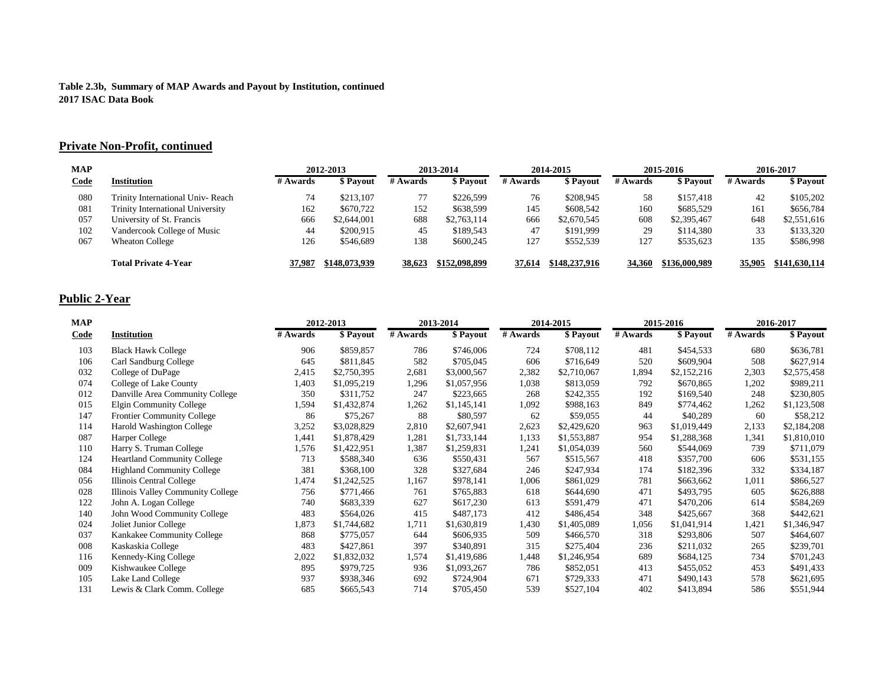**Table 2.3b, Summary of MAP Awards and Payout by Institution, continued**
**2017 ISAC Data Book**

## Private Non-Profit, continued

| MAP | | 2012-2013 | | 2013-2014 | | 2014-2015 | | 2015-2016 | | 2016-2017 | |
|---|---|---|---|---|---|---|---|---|---|---|---|
| Code | Institution | # Awards | $ Payout | # Awards | $ Payout | # Awards | $ Payout | # Awards | $ Payout | # Awards | $ Payout |
| 080 | Trinity International Univ- Reach | 74 | $213,107 | 77 | $226,599 | 76 | $208,945 | 58 | $157,418 | 42 | $105,202 |
| 081 | Trinity International University | 162 | $670,722 | 152 | $638,599 | 145 | $608,542 | 160 | $685,529 | 161 | $656,784 |
| 057 | University of St. Francis | 666 | $2,644,001 | 688 | $2,763,114 | 666 | $2,670,545 | 608 | $2,395,467 | 648 | $2,551,616 |
| 102 | Vandercook College of Music | 44 | $200,915 | 45 | $189,543 | 47 | $191,999 | 29 | $114,380 | 33 | $133,320 |
| 067 | Wheaton College | 126 | $546,689 | 138 | $600,245 | 127 | $552,539 | 127 | $535,623 | 135 | $586,998 |
| | **Total Private 4-Year** | **37,987** | **$148,073,939** | **38,623** | **$152,098,899** | **37,614** | **$148,237,916** | **34,360** | **$136,000,989** | **35,905** | **$141,630,114** |

## Public 2-Year

| MAP | | 2012-2013 | | 2013-2014 | | 2014-2015 | | 2015-2016 | | 2016-2017 | |
|---|---|---|---|---|---|---|---|---|---|---|---|
| Code | Institution | # Awards | $ Payout | # Awards | $ Payout | # Awards | $ Payout | # Awards | $ Payout | # Awards | $ Payout |
| 103 | Black Hawk College | 906 | $859,857 | 786 | $746,006 | 724 | $708,112 | 481 | $454,533 | 680 | $636,781 |
| 106 | Carl Sandburg College | 645 | $811,845 | 582 | $705,045 | 606 | $716,649 | 520 | $609,904 | 508 | $627,914 |
| 032 | College of DuPage | 2,415 | $2,750,395 | 2,681 | $3,000,567 | 2,382 | $2,710,067 | 1,894 | $2,152,216 | 2,303 | $2,575,458 |
| 074 | College of Lake County | 1,403 | $1,095,219 | 1,296 | $1,057,956 | 1,038 | $813,059 | 792 | $670,865 | 1,202 | $989,211 |
| 012 | Danville Area Community College | 350 | $311,752 | 247 | $223,665 | 268 | $242,355 | 192 | $169,540 | 248 | $230,805 |
| 015 | Elgin Community College | 1,594 | $1,432,874 | 1,262 | $1,145,141 | 1,092 | $988,163 | 849 | $774,462 | 1,262 | $1,123,508 |
| 147 | Frontier Community College | 86 | $75,267 | 88 | $80,597 | 62 | $59,055 | 44 | $40,289 | 60 | $58,212 |
| 114 | Harold Washington College | 3,252 | $3,028,829 | 2,810 | $2,607,941 | 2,623 | $2,429,620 | 963 | $1,019,449 | 2,133 | $2,184,208 |
| 087 | Harper College | 1,441 | $1,878,429 | 1,281 | $1,733,144 | 1,133 | $1,553,887 | 954 | $1,288,368 | 1,341 | $1,810,010 |
| 110 | Harry S. Truman College | 1,576 | $1,422,951 | 1,387 | $1,259,831 | 1,241 | $1,054,039 | 560 | $544,069 | 739 | $711,079 |
| 124 | Heartland Community College | 713 | $588,340 | 636 | $550,431 | 567 | $515,567 | 418 | $357,700 | 606 | $531,155 |
| 084 | Highland Community College | 381 | $368,100 | 328 | $327,684 | 246 | $247,934 | 174 | $182,396 | 332 | $334,187 |
| 056 | Illinois Central College | 1,474 | $1,242,525 | 1,167 | $978,141 | 1,006 | $861,029 | 781 | $663,662 | 1,011 | $866,527 |
| 028 | Illinois Valley Community College | 756 | $771,466 | 761 | $765,883 | 618 | $644,690 | 471 | $493,795 | 605 | $626,888 |
| 122 | John A. Logan College | 740 | $683,339 | 627 | $617,230 | 613 | $591,479 | 471 | $470,206 | 614 | $584,269 |
| 140 | John Wood Community College | 483 | $564,026 | 415 | $487,173 | 412 | $486,454 | 348 | $425,667 | 368 | $442,621 |
| 024 | Joliet Junior College | 1,873 | $1,744,682 | 1,711 | $1,630,819 | 1,430 | $1,405,089 | 1,056 | $1,041,914 | 1,421 | $1,346,947 |
| 037 | Kankakee Community College | 868 | $775,057 | 644 | $606,935 | 509 | $466,570 | 318 | $293,806 | 507 | $464,607 |
| 008 | Kaskaskia College | 483 | $427,861 | 397 | $340,891 | 315 | $275,404 | 236 | $211,032 | 265 | $239,701 |
| 116 | Kennedy-King College | 2,022 | $1,832,032 | 1,574 | $1,419,686 | 1,448 | $1,246,954 | 689 | $684,125 | 734 | $701,243 |
| 009 | Kishwaukee College | 895 | $979,725 | 936 | $1,093,267 | 786 | $852,051 | 413 | $455,052 | 453 | $491,433 |
| 105 | Lake Land College | 937 | $938,346 | 692 | $724,904 | 671 | $729,333 | 471 | $490,143 | 578 | $621,695 |
| 131 | Lewis & Clark Comm. College | 685 | $665,543 | 714 | $705,450 | 539 | $527,104 | 402 | $413,894 | 586 | $551,944 |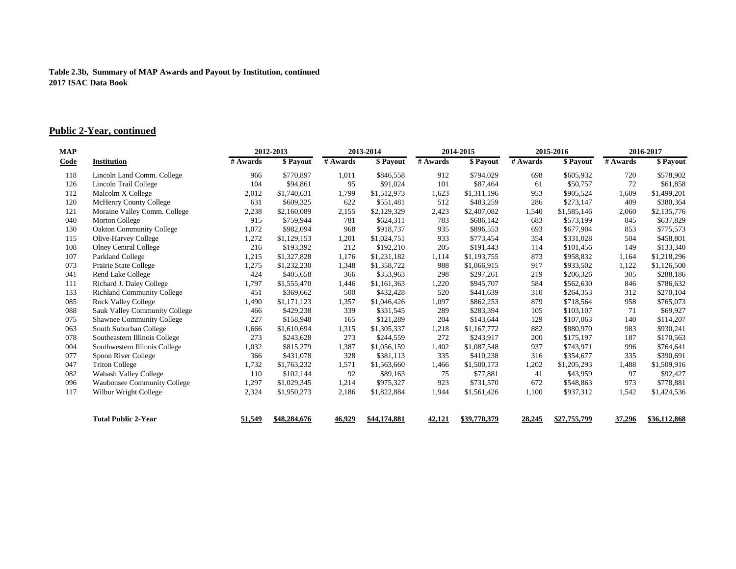**Table 2.3b, Summary of MAP Awards and Payout by Institution, continued**
**2017 ISAC Data Book**

## Public 2-Year, continued

| MAP | | 2012-2013 | | 2013-2014 | | 2014-2015 | | 2015-2016 | | 2016-2017 | |
|---|---|---|---|---|---|---|---|---|---|---|---|
| Code | Institution | # Awards | $ Payout | # Awards | $ Payout | # Awards | $ Payout | # Awards | $ Payout | # Awards | $ Payout |
| 118 | Lincoln Land Comm. College | 966 | $770,897 | 1,011 | $846,558 | 912 | $794,029 | 698 | $605,932 | 720 | $578,902 |
| 126 | Lincoln Trail College | 104 | $94,861 | 95 | $91,024 | 101 | $87,464 | 61 | $50,757 | 72 | $61,858 |
| 112 | Malcolm X College | 2,012 | $1,740,631 | 1,799 | $1,512,973 | 1,623 | $1,311,196 | 953 | $905,524 | 1,609 | $1,499,201 |
| 120 | McHenry County College | 631 | $609,325 | 622 | $551,481 | 512 | $483,259 | 286 | $273,147 | 409 | $380,364 |
| 121 | Moraine Valley Comm. College | 2,238 | $2,160,089 | 2,155 | $2,129,329 | 2,423 | $2,407,082 | 1,540 | $1,585,146 | 2,060 | $2,135,776 |
| 040 | Morton College | 915 | $759,944 | 781 | $624,311 | 783 | $686,142 | 683 | $573,199 | 845 | $637,829 |
| 130 | Oakton Community College | 1,072 | $982,094 | 968 | $918,737 | 935 | $896,553 | 693 | $677,904 | 853 | $775,573 |
| 115 | Olive-Harvey College | 1,272 | $1,129,153 | 1,201 | $1,024,751 | 933 | $773,454 | 354 | $331,028 | 504 | $458,801 |
| 108 | Olney Central College | 216 | $193,392 | 212 | $192,210 | 205 | $191,443 | 114 | $101,456 | 149 | $133,340 |
| 107 | Parkland College | 1,215 | $1,327,828 | 1,176 | $1,231,182 | 1,114 | $1,193,755 | 873 | $958,832 | 1,164 | $1,218,296 |
| 073 | Prairie State College | 1,275 | $1,232,230 | 1,348 | $1,358,722 | 988 | $1,066,915 | 917 | $933,502 | 1,122 | $1,126,500 |
| 041 | Rend Lake College | 424 | $405,658 | 366 | $353,963 | 298 | $297,261 | 219 | $206,326 | 305 | $288,186 |
| 111 | Richard J. Daley College | 1,797 | $1,555,470 | 1,446 | $1,161,363 | 1,220 | $945,707 | 584 | $562,630 | 846 | $786,632 |
| 133 | Richland Community College | 451 | $369,662 | 500 | $432,428 | 520 | $441,639 | 310 | $264,353 | 312 | $270,104 |
| 085 | Rock Valley College | 1,490 | $1,171,123 | 1,357 | $1,046,426 | 1,097 | $862,253 | 879 | $718,564 | 958 | $765,073 |
| 088 | Sauk Valley Community College | 466 | $429,238 | 339 | $331,545 | 289 | $283,394 | 105 | $103,107 | 71 | $69,927 |
| 075 | Shawnee Community College | 227 | $158,948 | 165 | $121,289 | 204 | $143,644 | 129 | $107,063 | 140 | $114,207 |
| 063 | South Suburban College | 1,666 | $1,610,694 | 1,315 | $1,305,337 | 1,218 | $1,167,772 | 882 | $880,970 | 983 | $930,241 |
| 078 | Southeastern Illinois College | 273 | $243,628 | 273 | $244,559 | 272 | $243,917 | 200 | $175,197 | 187 | $170,563 |
| 004 | Southwestern Illinois College | 1,032 | $815,279 | 1,387 | $1,056,159 | 1,402 | $1,087,548 | 937 | $743,971 | 996 | $764,641 |
| 077 | Spoon River College | 366 | $431,078 | 328 | $381,113 | 335 | $410,238 | 316 | $354,677 | 335 | $390,691 |
| 047 | Triton College | 1,732 | $1,763,232 | 1,571 | $1,563,660 | 1,466 | $1,500,173 | 1,202 | $1,205,293 | 1,488 | $1,509,916 |
| 082 | Wabash Valley College | 110 | $102,144 | 92 | $89,163 | 75 | $77,881 | 41 | $43,959 | 97 | $92,427 |
| 096 | Waubonsee Community College | 1,297 | $1,029,345 | 1,214 | $975,327 | 923 | $731,570 | 672 | $548,863 | 973 | $778,881 |
| 117 | Wilbur Wright College | 2,324 | $1,950,273 | 2,186 | $1,822,884 | 1,944 | $1,561,426 | 1,100 | $937,312 | 1,542 | $1,424,536 |
| | **Total Public 2-Year** | **51,549** | **$48,284,676** | **46,929** | **$44,174,881** | **42,121** | **$39,770,379** | **28,245** | **$27,755,799** | **37,296** | **$36,112,868** |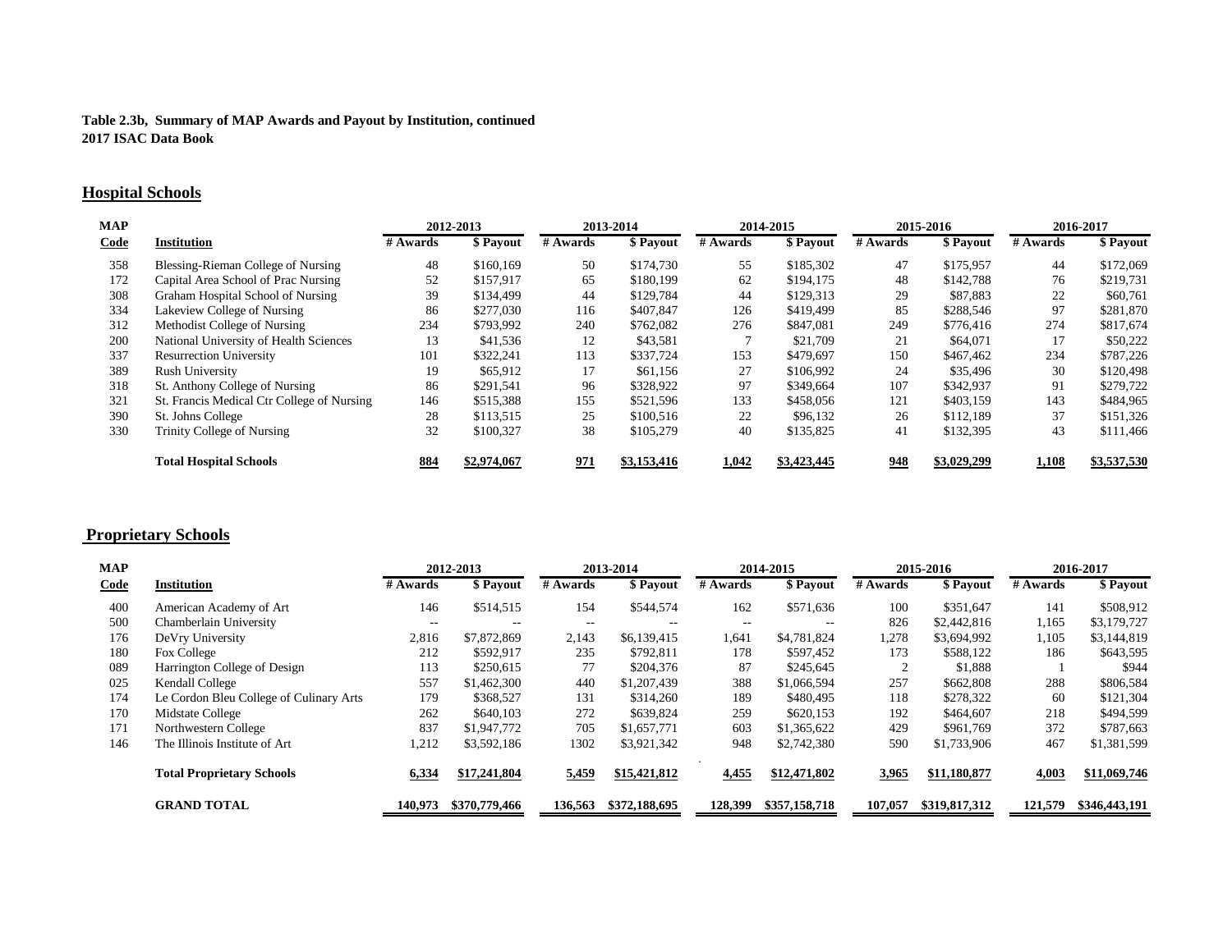**Table 2.3b, Summary of MAP Awards and Payout by Institution, continued**
**2017 ISAC Data Book**

## Hospital Schools

| MAP | | 2012-2013 | | 2013-2014 | | 2014-2015 | | 2015-2016 | | 2016-2017 | |
|---|---|---|---|---|---|---|---|---|---|---|---|
| Code | Institution | # Awards | $ Payout | # Awards | $ Payout | # Awards | $ Payout | # Awards | $ Payout | # Awards | $ Payout |
| 358 | Blessing-Rieman College of Nursing | 48 | $160,169 | 50 | $174,730 | 55 | $185,302 | 47 | $175,957 | 44 | $172,069 |
| 172 | Capital Area School of Prac Nursing | 52 | $157,917 | 65 | $180,199 | 62 | $194,175 | 48 | $142,788 | 76 | $219,731 |
| 308 | Graham Hospital School of Nursing | 39 | $134,499 | 44 | $129,784 | 44 | $129,313 | 29 | $87,883 | 22 | $60,761 |
| 334 | Lakeview College of Nursing | 86 | $277,030 | 116 | $407,847 | 126 | $419,499 | 85 | $288,546 | 97 | $281,870 |
| 312 | Methodist College of Nursing | 234 | $793,992 | 240 | $762,082 | 276 | $847,081 | 249 | $776,416 | 274 | $817,674 |
| 200 | National University of Health Sciences | 13 | $41,536 | 12 | $43,581 | 7 | $21,709 | 21 | $64,071 | 17 | $50,222 |
| 337 | Resurrection University | 101 | $322,241 | 113 | $337,724 | 153 | $479,697 | 150 | $467,462 | 234 | $787,226 |
| 389 | Rush University | 19 | $65,912 | 17 | $61,156 | 27 | $106,992 | 24 | $35,496 | 30 | $120,498 |
| 318 | St. Anthony College of Nursing | 86 | $291,541 | 96 | $328,922 | 97 | $349,664 | 107 | $342,937 | 91 | $279,722 |
| 321 | St. Francis Medical Ctr College of Nursing | 146 | $515,388 | 155 | $521,596 | 133 | $458,056 | 121 | $403,159 | 143 | $484,965 |
| 390 | St. Johns College | 28 | $113,515 | 25 | $100,516 | 22 | $96,132 | 26 | $112,189 | 37 | $151,326 |
| 330 | Trinity College of Nursing | 32 | $100,327 | 38 | $105,279 | 40 | $135,825 | 41 | $132,395 | 43 | $111,466 |
| | **Total Hospital Schools** | **884** | **$2,974,067** | **971** | **$3,153,416** | **1,042** | **$3,423,445** | **948** | **$3,029,299** | **1,108** | **$3,537,530** |

## Proprietary Schools

| MAP | | 2012-2013 | | 2013-2014 | | 2014-2015 | | 2015-2016 | | 2016-2017 | |
|---|---|---|---|---|---|---|---|---|---|---|---|
| Code | Institution | # Awards | $ Payout | # Awards | $ Payout | # Awards | $ Payout | # Awards | $ Payout | # Awards | $ Payout |
| 400 | American Academy of Art | 146 | $514,515 | 154 | $544,574 | 162 | $571,636 | 100 | $351,647 | 141 | $508,912 |
| 500 | Chamberlain University | -- | -- | -- | -- | -- | -- | 826 | $2,442,816 | 1,165 | $3,179,727 |
| 176 | DeVry University | 2,816 | $7,872,869 | 2,143 | $6,139,415 | 1,641 | $4,781,824 | 1,278 | $3,694,992 | 1,105 | $3,144,819 |
| 180 | Fox College | 212 | $592,917 | 235 | $792,811 | 178 | $597,452 | 173 | $588,122 | 186 | $643,595 |
| 089 | Harrington College of Design | 113 | $250,615 | 77 | $204,376 | 87 | $245,645 | 2 | $1,888 | 1 | $944 |
| 025 | Kendall College | 557 | $1,462,300 | 440 | $1,207,439 | 388 | $1,066,594 | 257 | $662,808 | 288 | $806,584 |
| 174 | Le Cordon Bleu College of Culinary Arts | 179 | $368,527 | 131 | $314,260 | 189 | $480,495 | 118 | $278,322 | 60 | $121,304 |
| 170 | Midstate College | 262 | $640,103 | 272 | $639,824 | 259 | $620,153 | 192 | $464,607 | 218 | $494,599 |
| 171 | Northwestern College | 837 | $1,947,772 | 705 | $1,657,771 | 603 | $1,365,622 | 429 | $961,769 | 372 | $787,663 |
| 146 | The Illinois Institute of Art | 1,212 | $3,592,186 | 1302 | $3,921,342 | 948 | $2,742,380 | 590 | $1,733,906 | 467 | $1,381,599 |
| | **Total Proprietary Schools** | **6,334** | **$17,241,804** | **5,459** | **$15,421,812** | **4,455** | **$12,471,802** | **3,965** | **$11,180,877** | **4,003** | **$11,069,746** |
| | **GRAND TOTAL** | **140,973** | **$370,779,466** | **136,563** | **$372,188,695** | **128,399** | **$357,158,718** | **107,057** | **$319,817,312** | **121,579** | **$346,443,191** |